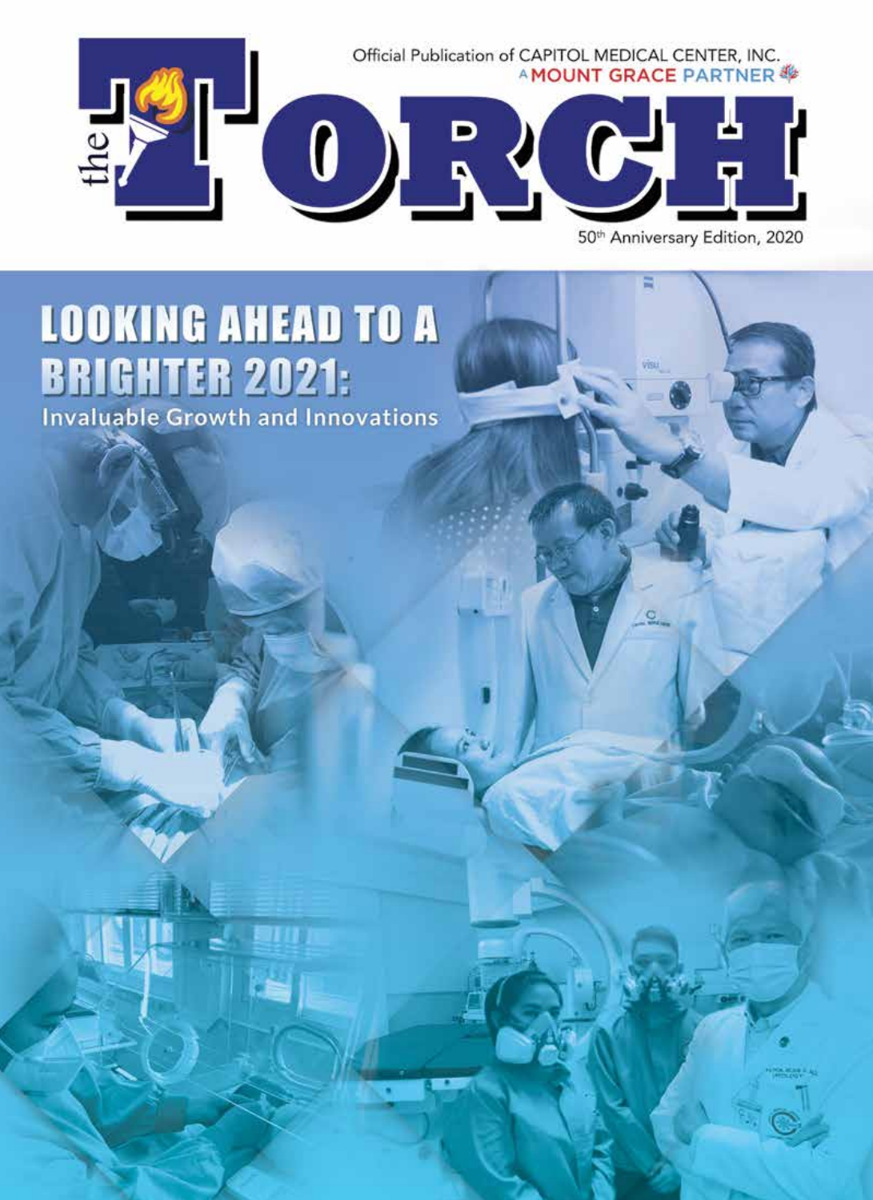Official Publication of CAPITOL MEDICAL CENTER, INC.
A MOUNT GRACE PARTNER

# the TORCH

50th Anniversary Edition, 2020

## LOOKING AHEAD TO A BRIGHTER 2021:

### Invaluable Growth and Innovations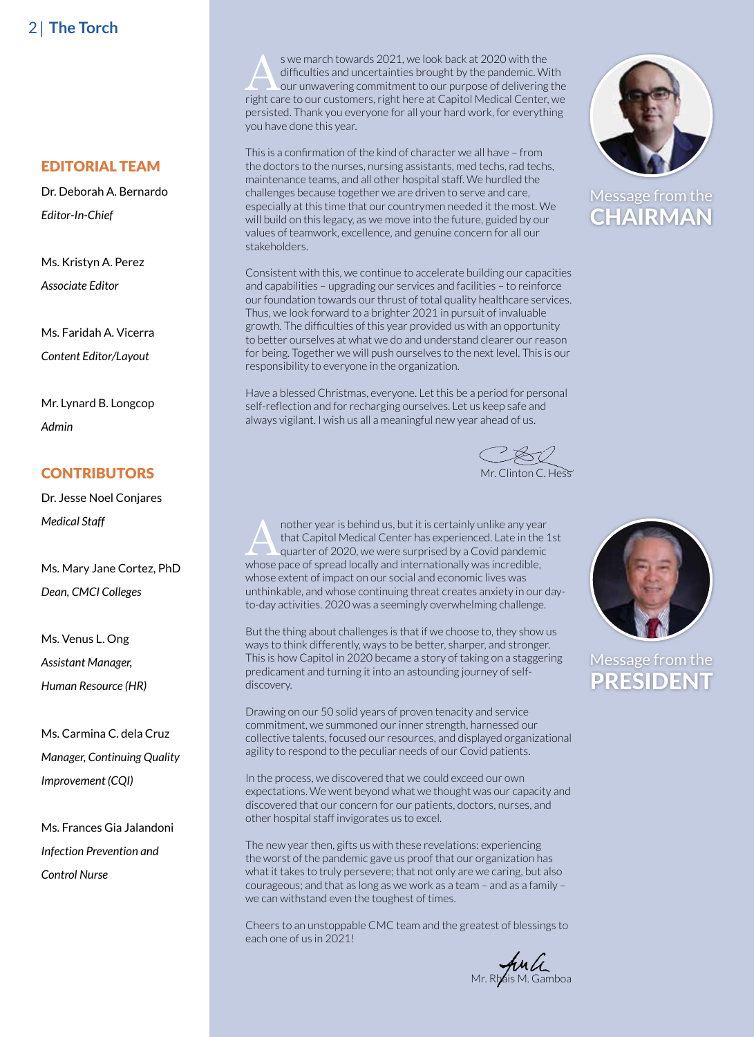## EDITORIAL TEAM

Dr. Deborah A. Bernardo
*Editor-In-Chief*

Ms. Kristyn A. Perez
*Associate Editor*

Ms. Faridah A. Vicerra
*Content Editor/Layout*

Mr. Lynard B. Longcop
*Admin*

## CONTRIBUTORS

Dr. Jesse Noel Conjares
*Medical Staff*

Ms. Mary Jane Cortez, PhD
*Dean, CMCI Colleges*

Ms. Venus L. Ong
*Assistant Manager, Human Resource (HR)*

Ms. Carmina C. dela Cruz
*Manager, Continuing Quality Improvement (CQI)*

Ms. Frances Gia Jalandoni
*Infection Prevention and Control Nurse*

## Message from the CHAIRMAN

As we march towards 2021, we look back at 2020 with the difficulties and uncertainties brought by the pandemic. With our unwavering commitment to our purpose of delivering the right care to our customers, right here at Capitol Medical Center, we persisted. Thank you everyone for all your hard work, for everything you have done this year.

This is a confirmation of the kind of character we all have – from the doctors to the nurses, nursing assistants, med techs, rad techs, maintenance teams, and all other hospital staff. We hurdled the challenges because together we are driven to serve and care, especially at this time that our countrymen needed it the most. We will build on this legacy, as we move into the future, guided by our values of teamwork, excellence, and genuine concern for all our stakeholders.

Consistent with this, we continue to accelerate building our capacities and capabilities – upgrading our services and facilities – to reinforce our foundation towards our thrust of total quality healthcare services. Thus, we look forward to a brighter 2021 in pursuit of invaluable growth. The difficulties of this year provided us with an opportunity to better ourselves at what we do and understand clearer our reason for being. Together we will push ourselves to the next level. This is our responsibility to everyone in the organization.

Have a blessed Christmas, everyone. Let this be a period for personal self-reflection and for recharging ourselves. Let us keep safe and always vigilant. I wish us all a meaningful new year ahead of us.

Mr. Clinton C. Hess

## Message from the PRESIDENT

Another year is behind us, but it is certainly unlike any year that Capitol Medical Center has experienced. Late in the 1st quarter of 2020, we were surprised by a Covid pandemic whose pace of spread locally and internationally was incredible, whose extent of impact on our social and economic lives was unthinkable, and whose continuing threat creates anxiety in our day-to-day activities. 2020 was a seemingly overwhelming challenge.

But the thing about challenges is that if we choose to, they show us ways to think differently, ways to be better, sharper, and stronger. This is how Capitol in 2020 became a story of taking on a staggering predicament and turning it into an astounding journey of self-discovery.

Drawing on our 50 solid years of proven tenacity and service commitment, we summoned our inner strength, harnessed our collective talents, focused our resources, and displayed organizational agility to respond to the peculiar needs of our Covid patients.

In the process, we discovered that we could exceed our own expectations. We went beyond what we thought was our capacity and discovered that our concern for our patients, doctors, nurses, and other hospital staff invigorates us to excel.

The new year then, gifts us with these revelations: experiencing the worst of the pandemic gave us proof that our organization has what it takes to truly persevere; that not only are we caring, but also courageous; and that as long as we work as a team – and as a family – we can withstand even the toughest of times.

Cheers to an unstoppable CMC team and the greatest of blessings to each one of us in 2021!

Mr. Rhais M. Gamboa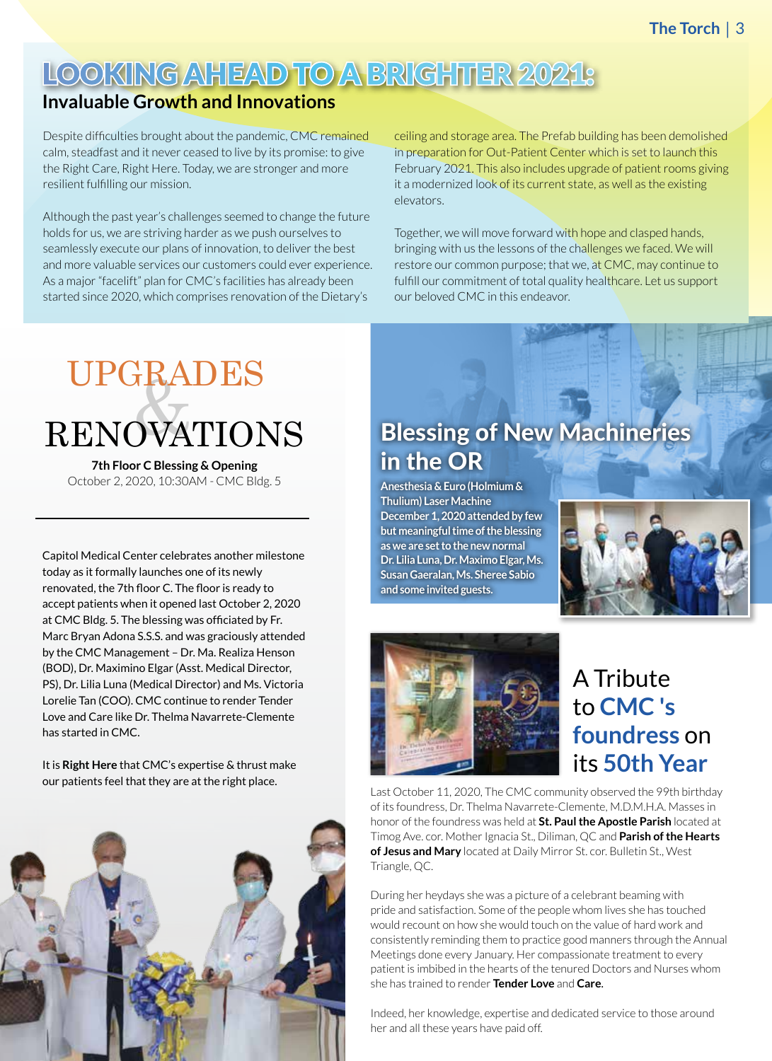# LOOKING AHEAD TO A BRIGHTER 2021:

## Invaluable Growth and Innovations

Despite difficulties brought about the pandemic, CMC remained calm, steadfast and it never ceased to live by its promise: to give the Right Care, Right Here. Today, we are stronger and more resilient fulfilling our mission.

Although the past year's challenges seemed to change the future holds for us, we are striving harder as we push ourselves to seamlessly execute our plans of innovation, to deliver the best and more valuable services our customers could ever experience. As a major "facelift" plan for CMC's facilities has already been started since 2020, which comprises renovation of the Dietary's ceiling and storage area. The Prefab building has been demolished in preparation for Out-Patient Center which is set to launch this February 2021. This also includes upgrade of patient rooms giving it a modernized look of its current state, as well as the existing elevators.

Together, we will move forward with hope and clasped hands, bringing with us the lessons of the challenges we faced. We will restore our common purpose; that we, at CMC, may continue to fulfill our commitment of total quality healthcare. Let us support our beloved CMC in this endeavor.

# UPGRADES & RENOVATIONS

**7th Floor C Blessing & Opening**
October 2, 2020, 10:30AM - CMC Bldg. 5

Capitol Medical Center celebrates another milestone today as it formally launches one of its newly renovated, the 7th floor C. The floor is ready to accept patients when it opened last October 2, 2020 at CMC Bldg. 5. The blessing was officiated by Fr. Marc Bryan Adona S.S.S. and was graciously attended by the CMC Management – Dr. Ma. Realiza Henson (BOD), Dr. Maximino Elgar (Asst. Medical Director, PS), Dr. Lilia Luna (Medical Director) and Ms. Victoria Lorelie Tan (COO). CMC continue to render Tender Love and Care like Dr. Thelma Navarrete-Clemente has started in CMC.

It is **Right Here** that CMC's expertise & thrust make our patients feel that they are at the right place.

## Blessing of New Machineries in the OR

**Anesthesia & Euro (Holmium & Thulium) Laser Machine December 1, 2020 attended by few but meaningful time of the blessing as we are set to the new normal Dr. Lilia Luna, Dr. Maximino Elgar, Ms. Susan Gaeralan, Ms. Sheree Sabio and some invited guests.**

## A Tribute to CMC 's foundress on its 50th Year

Last October 11, 2020, The CMC community observed the 99th birthday of its foundress, Dr. Thelma Navarrete-Clemente, M.D.M.H.A. Masses in honor of the foundress was held at **St. Paul the Apostle Parish** located at Timog Ave. cor. Mother Ignacia St., Diliman, QC and **Parish of the Hearts of Jesus and Mary** located at Daily Mirror St. cor. Bulletin St., West Triangle, QC.

During her heydays she was a picture of a celebrant beaming with pride and satisfaction. Some of the people whom lives she has touched would recount on how she would touch on the value of hard work and consistently reminding them to practice good manners through the Annual Meetings done every January. Her compassionate treatment to every patient is imbibed in the hearts of the tenured Doctors and Nurses whom she has trained to render **Tender Love** and **Care**.

Indeed, her knowledge, expertise and dedicated service to those around her and all these years have paid off.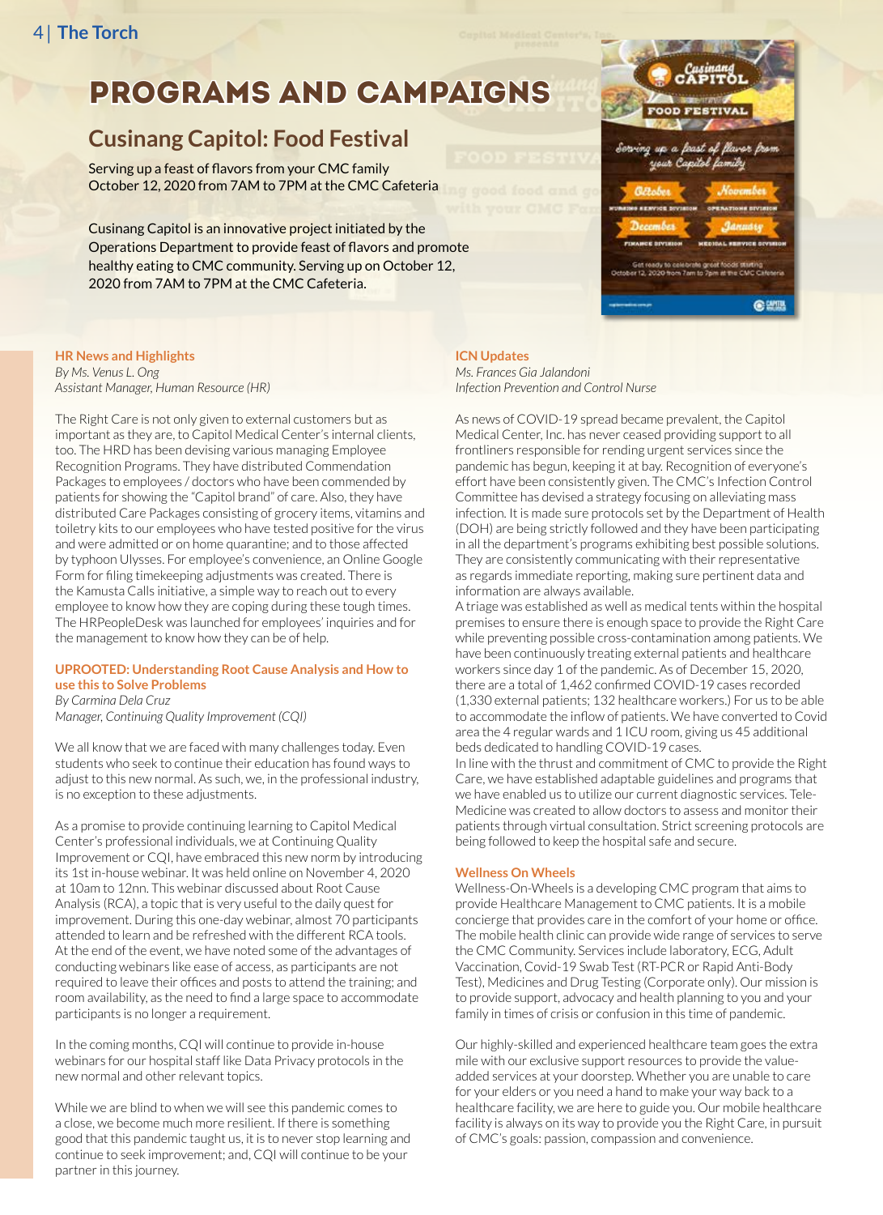# PROGRAMS AND CAMPAIGNS

## Cusinang Capitol: Food Festival

Serving up a feast of flavors from your CMC family
October 12, 2020 from 7AM to 7PM at the CMC Cafeteria

Cusinang Capitol is an innovative project initiated by the Operations Department to provide feast of flavors and promote healthy eating to CMC community. Serving up on October 12, 2020 from 7AM to 7PM at the CMC Cafeteria.

### HR News and Highlights

*By Ms. Venus L. Ong*
*Assistant Manager, Human Resource (HR)*

The Right Care is not only given to external customers but as important as they are, to Capitol Medical Center's internal clients, too. The HRD has been devising various managing Employee Recognition Programs. They have distributed Commendation Packages to employees / doctors who have been commended by patients for showing the "Capitol brand" of care. Also, they have distributed Care Packages consisting of grocery items, vitamins and toiletry kits to our employees who have tested positive for the virus and were admitted or on home quarantine; and to those affected by typhoon Ulysses. For employee's convenience, an Online Google Form for filing timekeeping adjustments was created. There is the Kamusta Calls initiative, a simple way to reach out to every employee to know how they are coping during these tough times. The HRPeopleDesk was launched for employees' inquiries and for the management to know how they can be of help.

### UPROOTED: Understanding Root Cause Analysis and How to use this to Solve Problems

*By Carmina Dela Cruz*
*Manager, Continuing Quality Improvement (CQI)*

We all know that we are faced with many challenges today. Even students who seek to continue their education has found ways to adjust to this new normal. As such, we, in the professional industry, is no exception to these adjustments.

As a promise to provide continuing learning to Capitol Medical Center's professional individuals, we at Continuing Quality Improvement or CQI, have embraced this new norm by introducing its 1st in-house webinar. It was held online on November 4, 2020 at 10am to 12nn. This webinar discussed about Root Cause Analysis (RCA), a topic that is very useful to the daily quest for improvement. During this one-day webinar, almost 70 participants attended to learn and be refreshed with the different RCA tools. At the end of the event, we have noted some of the advantages of conducting webinars like ease of access, as participants are not required to leave their offices and posts to attend the training; and room availability, as the need to find a large space to accommodate participants is no longer a requirement.

In the coming months, CQI will continue to provide in-house webinars for our hospital staff like Data Privacy protocols in the new normal and other relevant topics.

While we are blind to when we will see this pandemic comes to a close, we become much more resilient. If there is something good that this pandemic taught us, it is to never stop learning and continue to seek improvement; and, CQI will continue to be your partner in this journey.

### ICN Updates

*Ms. Frances Gia Jalandoni*
*Infection Prevention and Control Nurse*

As news of COVID-19 spread became prevalent, the Capitol Medical Center, Inc. has never ceased providing support to all frontliners responsible for rending urgent services since the pandemic has begun, keeping it at bay. Recognition of everyone's effort have been consistently given. The CMC's Infection Control Committee has devised a strategy focusing on alleviating mass infection. It is made sure protocols set by the Department of Health (DOH) are being strictly followed and they have been participating in all the department's programs exhibiting best possible solutions. They are consistently communicating with their representative as regards immediate reporting, making sure pertinent data and information are always available.
A triage was established as well as medical tents within the hospital premises to ensure there is enough space to provide the Right Care while preventing possible cross-contamination among patients. We have been continuously treating external patients and healthcare workers since day 1 of the pandemic. As of December 15, 2020, there are a total of 1,462 confirmed COVID-19 cases recorded (1,330 external patients; 132 healthcare workers.) For us to be able to accommodate the inflow of patients. We have converted to Covid area the 4 regular wards and 1 ICU room, giving us 45 additional beds dedicated to handling COVID-19 cases.
In line with the thrust and commitment of CMC to provide the Right Care, we have established adaptable guidelines and programs that we have enabled us to utilize our current diagnostic services. Tele-Medicine was created to allow doctors to assess and monitor their patients through virtual consultation. Strict screening protocols are being followed to keep the hospital safe and secure.

### Wellness On Wheels

Wellness-On-Wheels is a developing CMC program that aims to provide Healthcare Management to CMC patients. It is a mobile concierge that provides care in the comfort of your home or office. The mobile health clinic can provide wide range of services to serve the CMC Community. Services include laboratory, ECG, Adult Vaccination, Covid-19 Swab Test (RT-PCR or Rapid Anti-Body Test), Medicines and Drug Testing (Corporate only). Our mission is to provide support, advocacy and health planning to you and your family in times of crisis or confusion in this time of pandemic.

Our highly-skilled and experienced healthcare team goes the extra mile with our exclusive support resources to provide the value-added services at your doorstep. Whether you are unable to care for your elders or you need a hand to make your way back to a healthcare facility, we are here to guide you. Our mobile healthcare facility is always on its way to provide you the Right Care, in pursuit of CMC's goals: passion, compassion and convenience.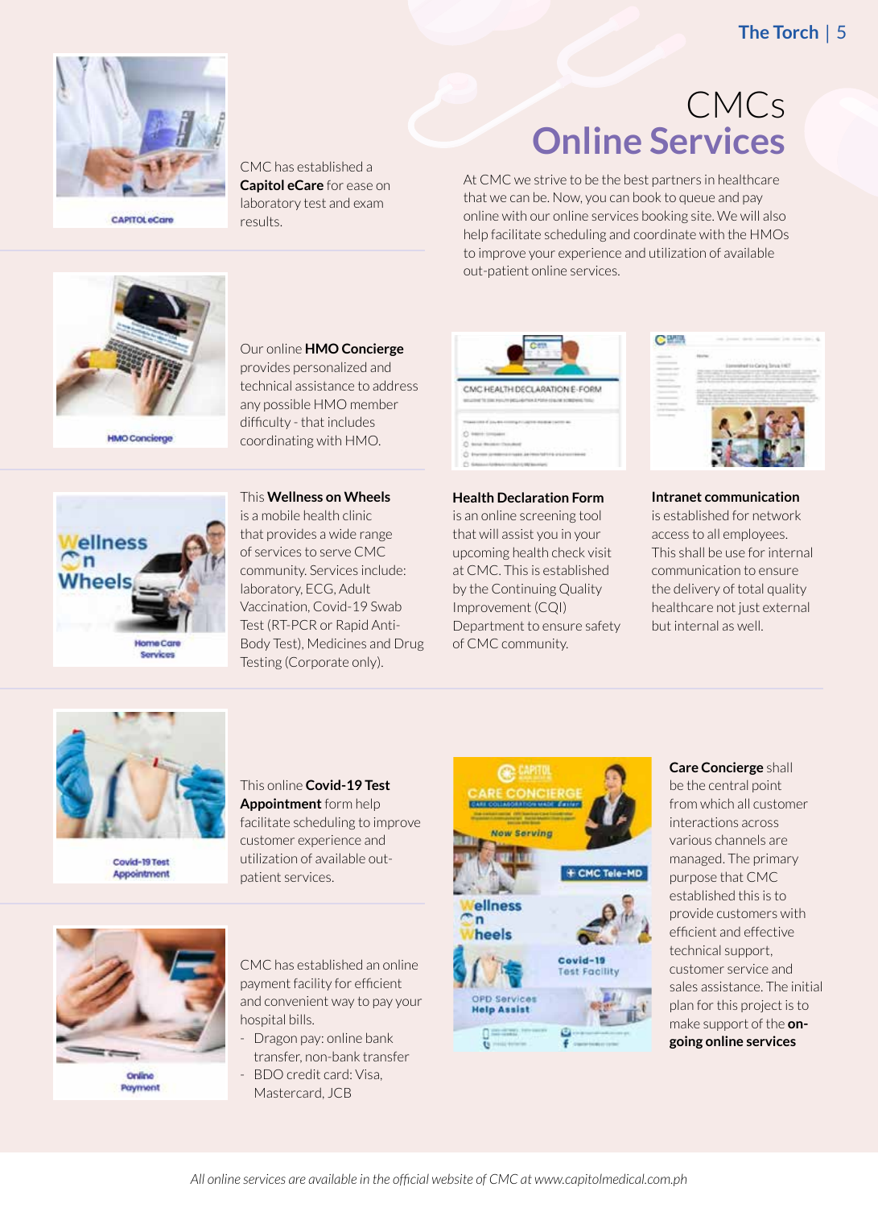# CMCs Online Services

At CMC we strive to be the best partners in healthcare that we can be. Now, you can book to queue and pay online with our online services booking site. We will also help facilitate scheduling and coordinate with the HMOs to improve your experience and utilization of available out-patient online services.

CMC has established a **Capitol eCare** for ease on laboratory test and exam results.

Our online **HMO Concierge** provides personalized and technical assistance to address any possible HMO member difficulty - that includes coordinating with HMO.

This **Wellness on Wheels** is a mobile health clinic that provides a wide range of services to serve CMC community. Services include: laboratory, ECG, Adult Vaccination, Covid-19 Swab Test (RT-PCR or Rapid Anti-Body Test), Medicines and Drug Testing (Corporate only).

**Health Declaration Form** is an online screening tool that will assist you in your upcoming health check visit at CMC. This is established by the Continuing Quality Improvement (CQI) Department to ensure safety of CMC community.

**Intranet communication** is established for network access to all employees. This shall be use for internal communication to ensure the delivery of total quality healthcare not just external but internal as well.

This online **Covid-19 Test Appointment** form help facilitate scheduling to improve customer experience and utilization of available out-patient services.

CMC has established an online payment facility for efficient and convenient way to pay your hospital bills.

- Dragon pay: online bank transfer, non-bank transfer
- BDO credit card: Visa, Mastercard, JCB

**Care Concierge** shall be the central point from which all customer interactions across various channels are managed. The primary purpose that CMC established this is to provide customers with efficient and effective technical support, customer service and sales assistance. The initial plan for this project is to make support of the **on-going online services**

*All online services are available in the official website of CMC at www.capitolmedical.com.ph*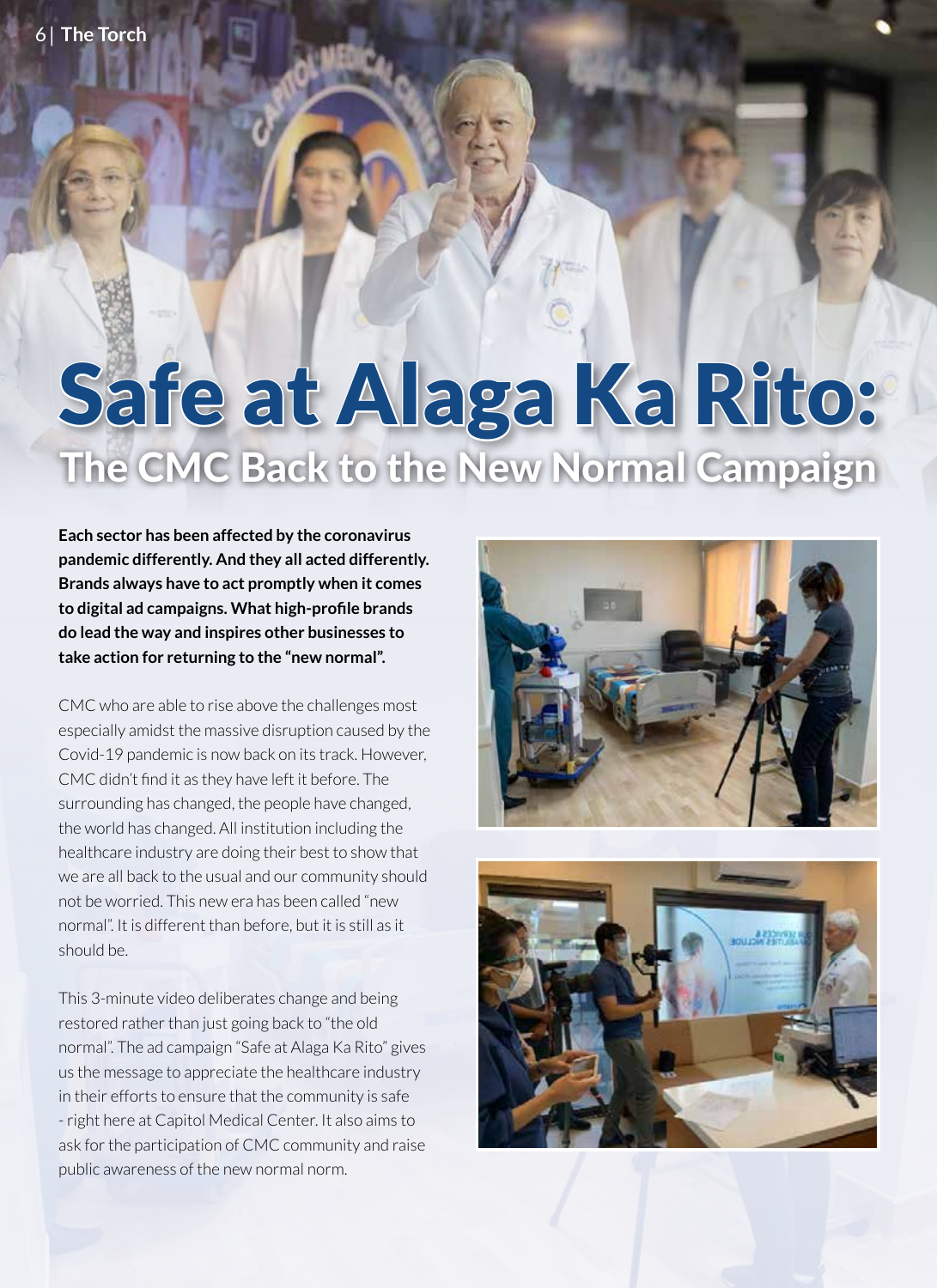# Safe at Alaga Ka Rito:

## The CMC Back to the New Normal Campaign

**Each sector has been affected by the coronavirus pandemic differently. And they all acted differently. Brands always have to act promptly when it comes to digital ad campaigns. What high-profile brands do lead the way and inspires other businesses to take action for returning to the "new normal".**

CMC who are able to rise above the challenges most especially amidst the massive disruption caused by the Covid-19 pandemic is now back on its track. However, CMC didn't find it as they have left it before. The surrounding has changed, the people have changed, the world has changed. All institution including the healthcare industry are doing their best to show that we are all back to the usual and our community should not be worried. This new era has been called "new normal". It is different than before, but it is still as it should be.

This 3-minute video deliberates change and being restored rather than just going back to "the old normal". The ad campaign "Safe at Alaga Ka Rito" gives us the message to appreciate the healthcare industry in their efforts to ensure that the community is safe - right here at Capitol Medical Center. It also aims to ask for the participation of CMC community and raise public awareness of the new normal norm.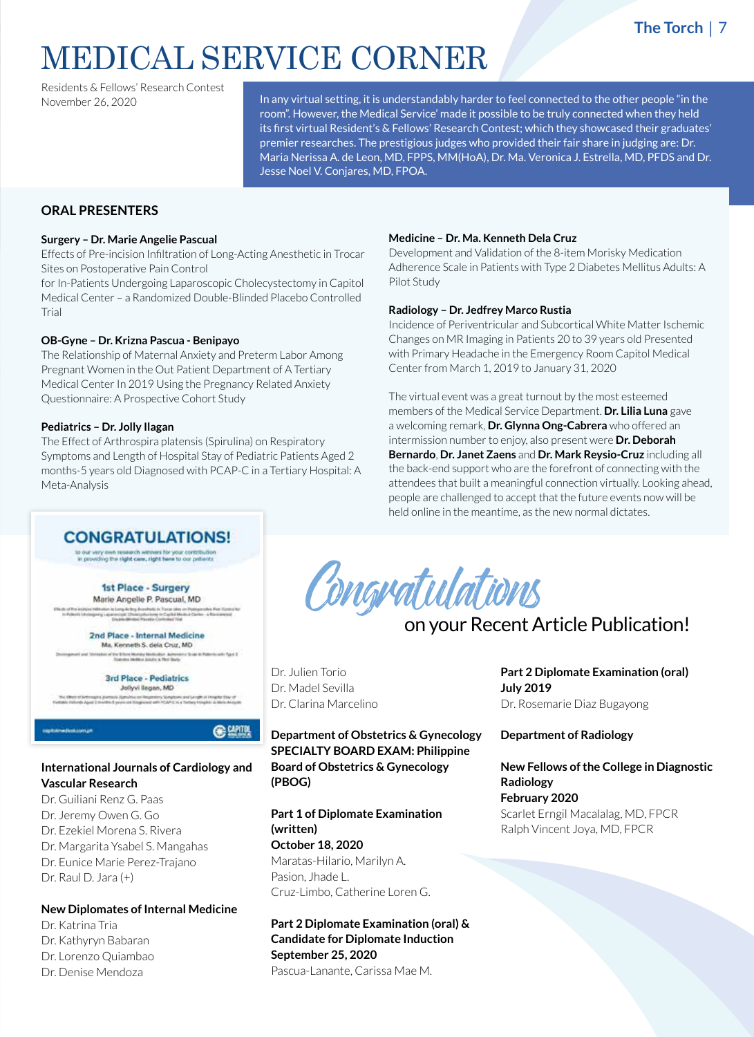# MEDICAL SERVICE CORNER

Residents & Fellows' Research Contest
November 26, 2020

In any virtual setting, it is understandably harder to feel connected to the other people "in the room". However, the Medical Service' made it possible to be truly connected when they held its first virtual Resident's & Fellows' Research Contest; which they showcased their graduates' premier researches. The prestigious judges who provided their fair share in judging are: Dr. Maria Nerissa A. de Leon, MD, FPPS, MM(HoA), Dr. Ma. Veronica J. Estrella, MD, PFDS and Dr. Jesse Noel V. Conjares, MD, FPOA.

## ORAL PRESENTERS

**Surgery – Dr. Marie Angelie Pascual**
Effects of Pre-incision Infiltration of Long-Acting Anesthetic in Trocar Sites on Postoperative Pain Control
for In-Patients Undergoing Laparoscopic Cholecystectomy in Capitol Medical Center – a Randomized Double-Blinded Placebo Controlled Trial

**OB-Gyne – Dr. Krizna Pascua - Benipayo**
The Relationship of Maternal Anxiety and Preterm Labor Among Pregnant Women in the Out Patient Department of A Tertiary Medical Center In 2019 Using the Pregnancy Related Anxiety Questionnaire: A Prospective Cohort Study

**Pediatrics – Dr. Jolly Ilagan**
The Effect of Arthrospira platensis (Spirulina) on Respiratory Symptoms and Length of Hospital Stay of Pediatric Patients Aged 2 months-5 years old Diagnosed with PCAP-C in a Tertiary Hospital: A Meta-Analysis

**Medicine – Dr. Ma. Kenneth Dela Cruz**
Development and Validation of the 8-item Morisky Medication Adherence Scale in Patients with Type 2 Diabetes Mellitus Adults: A Pilot Study

**Radiology – Dr. Jedfrey Marco Rustia**
Incidence of Periventricular and Subcortical White Matter Ischemic Changes on MR Imaging in Patients 20 to 39 years old Presented with Primary Headache in the Emergency Room Capitol Medical Center from March 1, 2019 to January 31, 2020

The virtual event was a great turnout by the most esteemed members of the Medical Service Department. **Dr. Lilia Luna** gave a welcoming remark, **Dr. Glynna Ong-Cabrera** who offered an intermission number to enjoy, also present were **Dr. Deborah Bernardo**, **Dr. Janet Zaens** and **Dr. Mark Reysio-Cruz** including all the back-end support who are the forefront of connecting with the attendees that built a meaningful connection virtually. Looking ahead, people are challenged to accept that the future events now will be held online in the meantime, as the new normal dictates.

**CONGRATULATIONS!**
to our very own research winners for your contribution in providing the right care, right here to our patients

**1st Place - Surgery**
Marie Angelie P. Pascual, MD

**2nd Place - Internal Medicine**
Ma. Kenneth S. dela Cruz, MD

**3rd Place - Pediatrics**
Jollyvi Ilagan, MD

## Congratulations on your Recent Article Publication!

**International Journals of Cardiology and Vascular Research**
Dr. Guiliani Renz G. Paas
Dr. Jeremy Owen G. Go
Dr. Ezekiel Morena S. Rivera
Dr. Margarita Ysabel S. Mangahas
Dr. Eunice Marie Perez-Trajano
Dr. Raul D. Jara (+)

**New Diplomates of Internal Medicine**
Dr. Katrina Tria
Dr. Kathyryn Babaran
Dr. Lorenzo Quiambao
Dr. Denise Mendoza
Dr. Julien Torio
Dr. Madel Sevilla
Dr. Clarina Marcelino

**Department of Obstetrics & Gynecology SPECIALTY BOARD EXAM: Philippine Board of Obstetrics & Gynecology (PBOG)**

**Part 1 of Diplomate Examination (written)**
**October 18, 2020**
Maratas-Hilario, Marilyn A.
Pasion, Jhade L.
Cruz-Limbo, Catherine Loren G.

**Part 2 Diplomate Examination (oral) & Candidate for Diplomate Induction**
**September 25, 2020**
Pascua-Lanante, Carissa Mae M.

**Part 2 Diplomate Examination (oral)**
**July 2019**
Dr. Rosemarie Diaz Bugayong

**Department of Radiology**

**New Fellows of the College in Diagnostic Radiology**
**February 2020**
Scarlet Erngil Macalalag, MD, FPCR
Ralph Vincent Joya, MD, FPCR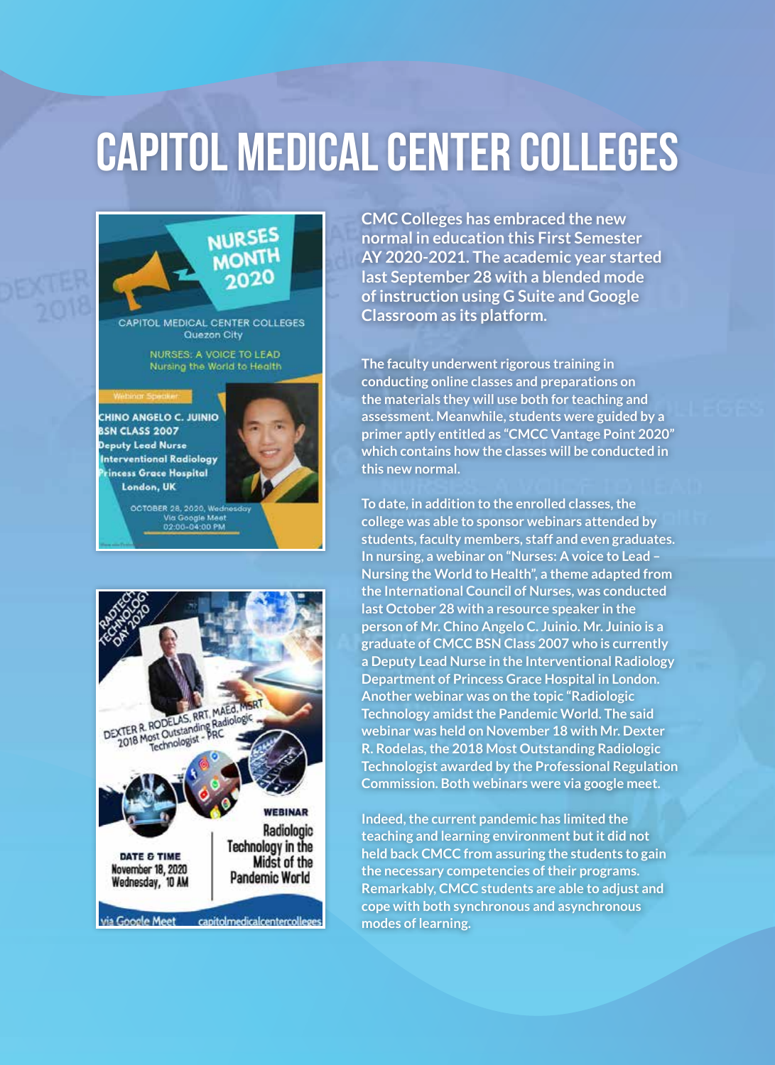# CAPITOL MEDICAL CENTER COLLEGES

**CMC Colleges has embraced the new normal in education this First Semester AY 2020-2021. The academic year started last September 28 with a blended mode of instruction using G Suite and Google Classroom as its platform.**

The faculty underwent rigorous training in conducting online classes and preparations on the materials they will use both for teaching and assessment. Meanwhile, students were guided by a primer aptly entitled as "CMCC Vantage Point 2020" which contains how the classes will be conducted in this new normal.

To date, in addition to the enrolled classes, the college was able to sponsor webinars attended by students, faculty members, staff and even graduates. In nursing, a webinar on "Nurses: A voice to Lead – Nursing the World to Health", a theme adapted from the International Council of Nurses, was conducted last October 28 with a resource speaker in the person of Mr. Chino Angelo C. Juinio. Mr. Juinio is a graduate of CMCC BSN Class 2007 who is currently a Deputy Lead Nurse in the Interventional Radiology Department of Princess Grace Hospital in London. Another webinar was on the topic "Radiologic Technology amidst the Pandemic World. The said webinar was held on November 18 with Mr. Dexter R. Rodelas, the 2018 Most Outstanding Radiologic Technologist awarded by the Professional Regulation Commission. Both webinars were via google meet.

Indeed, the current pandemic has limited the teaching and learning environment but it did not held back CMCC from assuring the students to gain the necessary competencies of their programs. Remarkably, CMCC students are able to adjust and cope with both synchronous and asynchronous modes of learning.